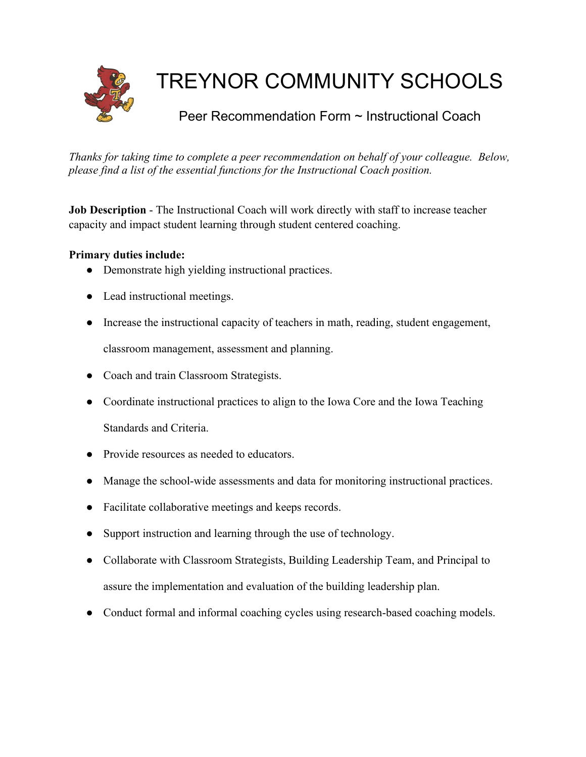# TREYNOR COMMUNITY SCHOOLS

## Peer Recommendation Form ~ Instructional Coach

*Thanks for taking time to complete a peer recommendation on behalf of your colleague. Below, please find a list of the essential functions for the Instructional Coach position.*

**Job Description** - The Instructional Coach will work directly with staff to increase teacher capacity and impact student learning through student centered coaching.

**Primary duties include:**

- Demonstrate high yielding instructional practices.
- Lead instructional meetings.
- Increase the instructional capacity of teachers in math, reading, student engagement, classroom management, assessment and planning.
- Coach and train Classroom Strategists.
- Coordinate instructional practices to align to the Iowa Core and the Iowa Teaching Standards and Criteria.
- Provide resources as needed to educators.
- Manage the school-wide assessments and data for monitoring instructional practices.
- Facilitate collaborative meetings and keeps records.
- Support instruction and learning through the use of technology.
- Collaborate with Classroom Strategists, Building Leadership Team, and Principal to assure the implementation and evaluation of the building leadership plan.
- Conduct formal and informal coaching cycles using research-based coaching models.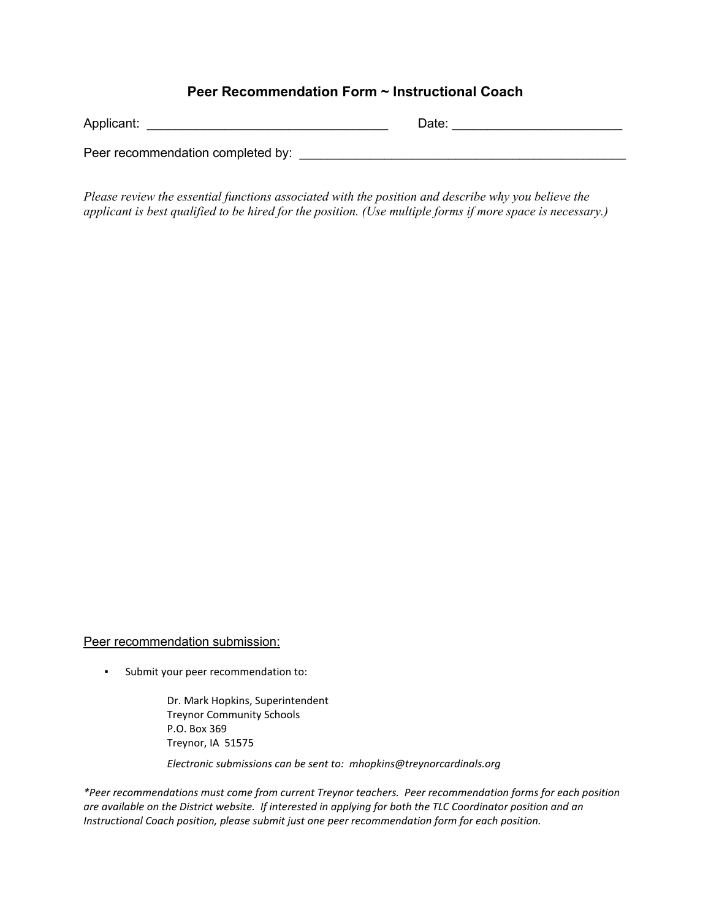## Peer Recommendation Form ~ Instructional Coach

Applicant: ___________________________________ Date: ________________________

Peer recommendation completed by: ________________________________________________

*Please review the essential functions associated with the position and describe why you believe the applicant is best qualified to be hired for the position. (Use multiple forms if more space is necessary.)*

Peer recommendation submission:

- Submit your peer recommendation to:

  Dr. Mark Hopkins, Superintendent
  Treynor Community Schools
  P.O. Box 369
  Treynor, IA 51575

  *Electronic submissions can be sent to: mhopkins@treynorcardinals.org*

*\*Peer recommendations must come from current Treynor teachers. Peer recommendation forms for each position are available on the District website. If interested in applying for both the TLC Coordinator position and an Instructional Coach position, please submit just one peer recommendation form for each position.*